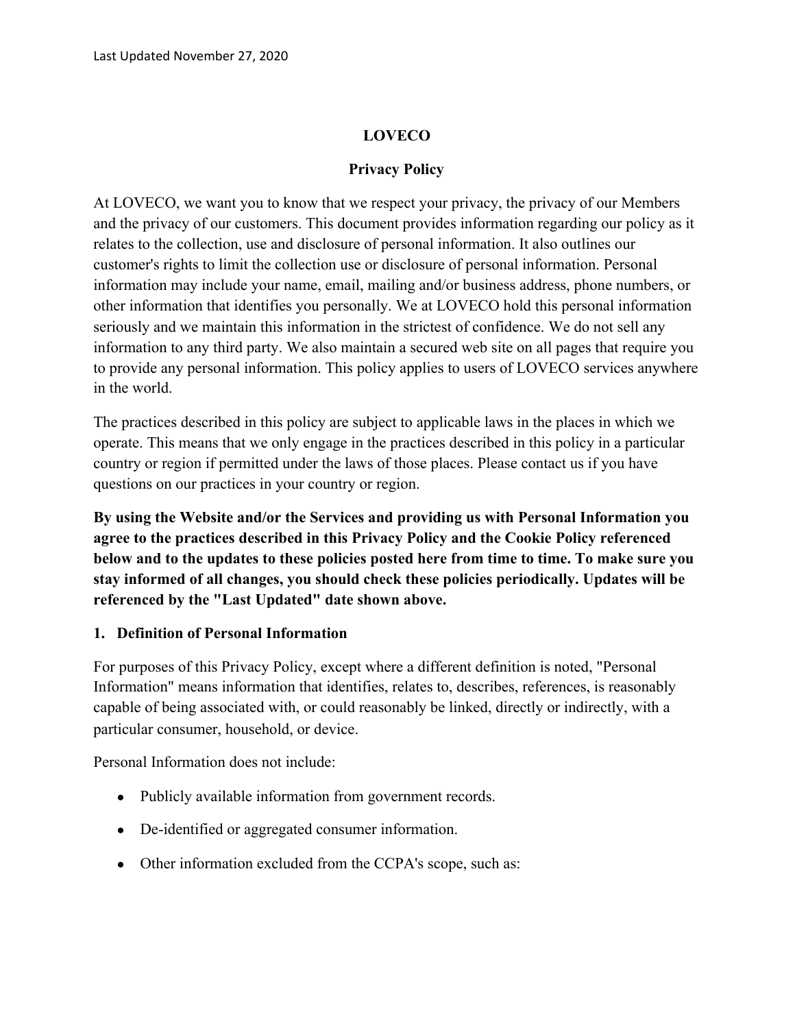Last Updated November 27, 2020

# LOVECO

## Privacy Policy

At LOVECO, we want you to know that we respect your privacy, the privacy of our Members and the privacy of our customers. This document provides information regarding our policy as it relates to the collection, use and disclosure of personal information. It also outlines our customer's rights to limit the collection use or disclosure of personal information. Personal information may include your name, email, mailing and/or business address, phone numbers, or other information that identifies you personally. We at LOVECO hold this personal information seriously and we maintain this information in the strictest of confidence. We do not sell any information to any third party. We also maintain a secured web site on all pages that require you to provide any personal information. This policy applies to users of LOVECO services anywhere in the world.

The practices described in this policy are subject to applicable laws in the places in which we operate. This means that we only engage in the practices described in this policy in a particular country or region if permitted under the laws of those places. Please contact us if you have questions on our practices in your country or region.

**By using the Website and/or the Services and providing us with Personal Information you agree to the practices described in this Privacy Policy and the Cookie Policy referenced below and to the updates to these policies posted here from time to time. To make sure you stay informed of all changes, you should check these policies periodically. Updates will be referenced by the "Last Updated" date shown above.**

### 1. Definition of Personal Information

For purposes of this Privacy Policy, except where a different definition is noted, "Personal Information" means information that identifies, relates to, describes, references, is reasonably capable of being associated with, or could reasonably be linked, directly or indirectly, with a particular consumer, household, or device.

Personal Information does not include:

- Publicly available information from government records.
- De-identified or aggregated consumer information.
- Other information excluded from the CCPA's scope, such as: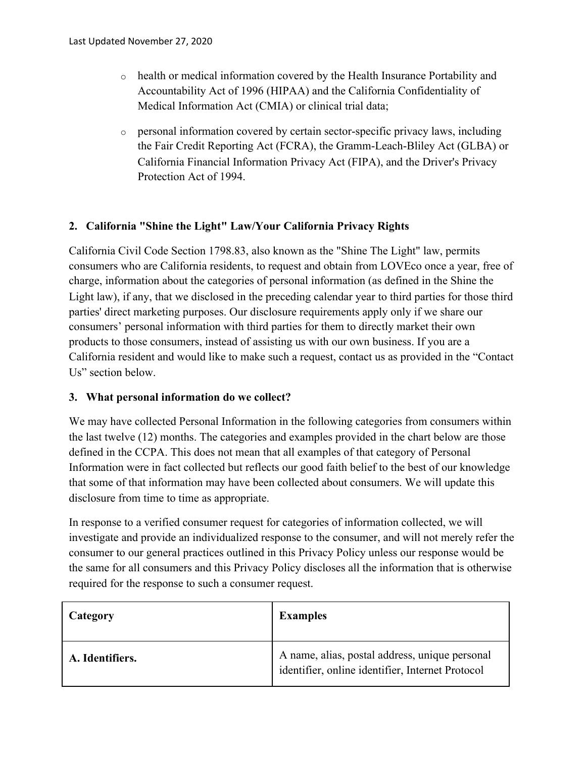- health or medical information covered by the Health Insurance Portability and Accountability Act of 1996 (HIPAA) and the California Confidentiality of Medical Information Act (CMIA) or clinical trial data;
- personal information covered by certain sector-specific privacy laws, including the Fair Credit Reporting Act (FCRA), the Gramm-Leach-Bliley Act (GLBA) or California Financial Information Privacy Act (FIPA), and the Driver's Privacy Protection Act of 1994.

## 2. California "Shine the Light" Law/Your California Privacy Rights

California Civil Code Section 1798.83, also known as the "Shine The Light" law, permits consumers who are California residents, to request and obtain from LOVEco once a year, free of charge, information about the categories of personal information (as defined in the Shine the Light law), if any, that we disclosed in the preceding calendar year to third parties for those third parties' direct marketing purposes. Our disclosure requirements apply only if we share our consumers' personal information with third parties for them to directly market their own products to those consumers, instead of assisting us with our own business. If you are a California resident and would like to make such a request, contact us as provided in the "Contact Us" section below.

## 3. What personal information do we collect?

We may have collected Personal Information in the following categories from consumers within the last twelve (12) months. The categories and examples provided in the chart below are those defined in the CCPA. This does not mean that all examples of that category of Personal Information were in fact collected but reflects our good faith belief to the best of our knowledge that some of that information may have been collected about consumers. We will update this disclosure from time to time as appropriate.

In response to a verified consumer request for categories of information collected, we will investigate and provide an individualized response to the consumer, and will not merely refer the consumer to our general practices outlined in this Privacy Policy unless our response would be the same for all consumers and this Privacy Policy discloses all the information that is otherwise required for the response to such a consumer request.

| Category | Examples |
|---|---|
| **A. Identifiers.** | A name, alias, postal address, unique personal identifier, online identifier, Internet Protocol |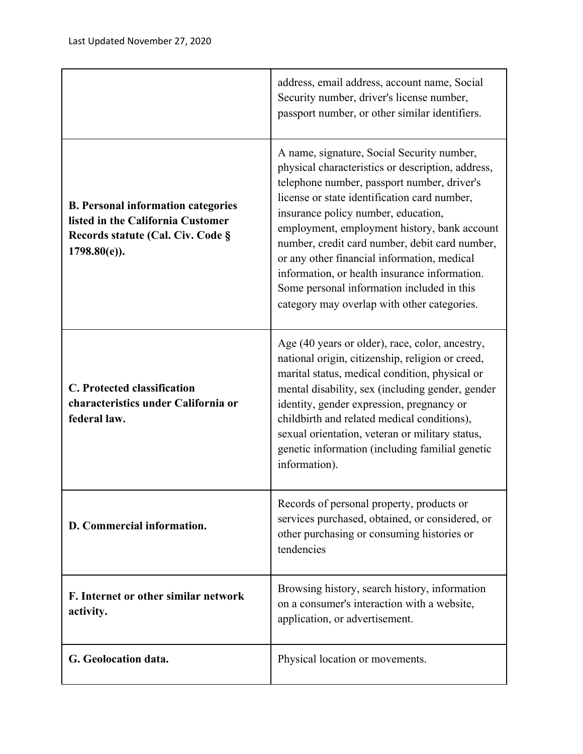| | |
|---|---|
| | address, email address, account name, Social Security number, driver's license number, passport number, or other similar identifiers. |
| **B. Personal information categories listed in the California Customer Records statute (Cal. Civ. Code § 1798.80(e)).** | A name, signature, Social Security number, physical characteristics or description, address, telephone number, passport number, driver's license or state identification card number, insurance policy number, education, employment, employment history, bank account number, credit card number, debit card number, or any other financial information, medical information, or health insurance information. Some personal information included in this category may overlap with other categories. |
| **C. Protected classification characteristics under California or federal law.** | Age (40 years or older), race, color, ancestry, national origin, citizenship, religion or creed, marital status, medical condition, physical or mental disability, sex (including gender, gender identity, gender expression, pregnancy or childbirth and related medical conditions), sexual orientation, veteran or military status, genetic information (including familial genetic information). |
| **D. Commercial information.** | Records of personal property, products or services purchased, obtained, or considered, or other purchasing or consuming histories or tendencies |
| **F. Internet or other similar network activity.** | Browsing history, search history, information on a consumer's interaction with a website, application, or advertisement. |
| **G. Geolocation data.** | Physical location or movements. |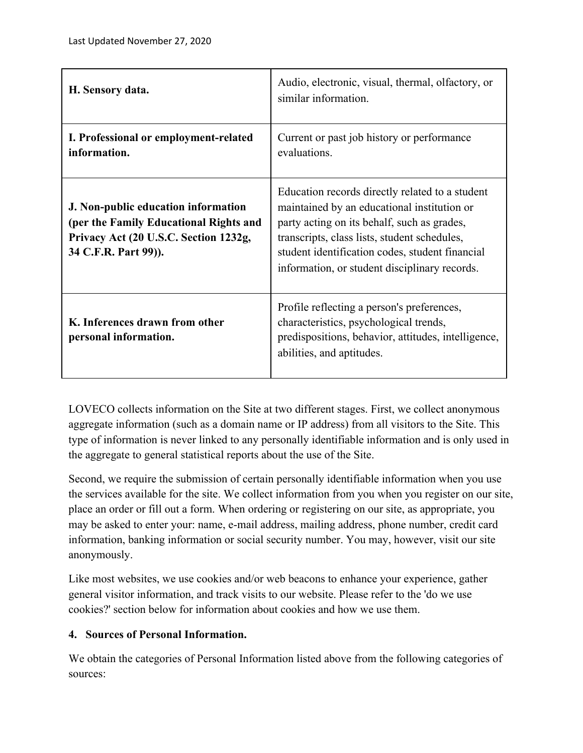| H. Sensory data. | Audio, electronic, visual, thermal, olfactory, or similar information. |
|---|---|
| **I. Professional or employment-related information.** | Current or past job history or performance evaluations. |
| **J. Non-public education information (per the Family Educational Rights and Privacy Act (20 U.S.C. Section 1232g, 34 C.F.R. Part 99)).** | Education records directly related to a student maintained by an educational institution or party acting on its behalf, such as grades, transcripts, class lists, student schedules, student identification codes, student financial information, or student disciplinary records. |
| **K. Inferences drawn from other personal information.** | Profile reflecting a person's preferences, characteristics, psychological trends, predispositions, behavior, attitudes, intelligence, abilities, and aptitudes. |

LOVECO collects information on the Site at two different stages. First, we collect anonymous aggregate information (such as a domain name or IP address) from all visitors to the Site. This type of information is never linked to any personally identifiable information and is only used in the aggregate to general statistical reports about the use of the Site.

Second, we require the submission of certain personally identifiable information when you use the services available for the site. We collect information from you when you register on our site, place an order or fill out a form. When ordering or registering on our site, as appropriate, you may be asked to enter your: name, e-mail address, mailing address, phone number, credit card information, banking information or social security number. You may, however, visit our site anonymously.

Like most websites, we use cookies and/or web beacons to enhance your experience, gather general visitor information, and track visits to our website. Please refer to the 'do we use cookies?' section below for information about cookies and how we use them.

**4. Sources of Personal Information.**

We obtain the categories of Personal Information listed above from the following categories of sources: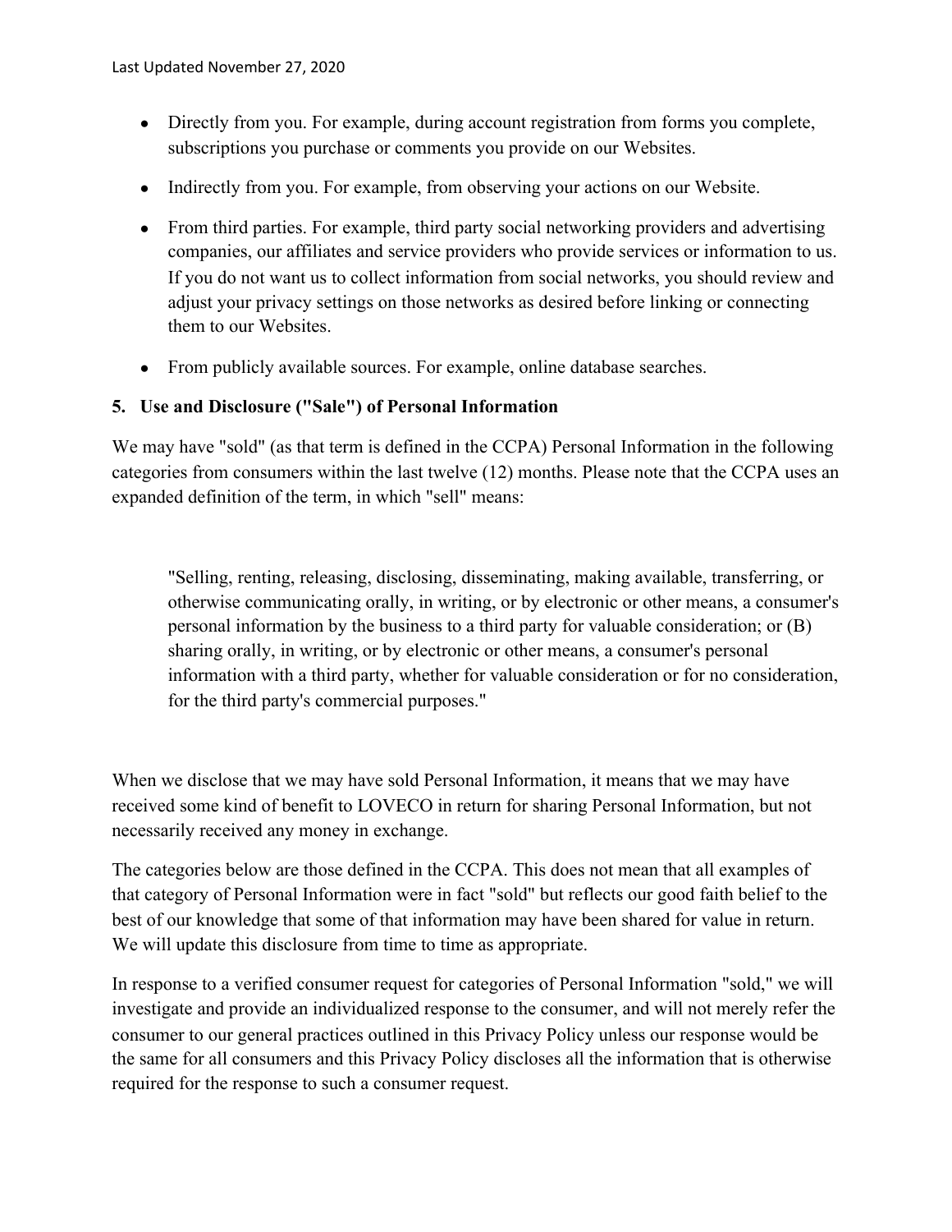- Directly from you. For example, during account registration from forms you complete, subscriptions you purchase or comments you provide on our Websites.
- Indirectly from you. For example, from observing your actions on our Website.
- From third parties. For example, third party social networking providers and advertising companies, our affiliates and service providers who provide services or information to us. If you do not want us to collect information from social networks, you should review and adjust your privacy settings on those networks as desired before linking or connecting them to our Websites.
- From publicly available sources. For example, online database searches.

**5. Use and Disclosure ("Sale") of Personal Information**

We may have "sold" (as that term is defined in the CCPA) Personal Information in the following categories from consumers within the last twelve (12) months. Please note that the CCPA uses an expanded definition of the term, in which "sell" means:

> "Selling, renting, releasing, disclosing, disseminating, making available, transferring, or otherwise communicating orally, in writing, or by electronic or other means, a consumer's personal information by the business to a third party for valuable consideration; or (B) sharing orally, in writing, or by electronic or other means, a consumer's personal information with a third party, whether for valuable consideration or for no consideration, for the third party's commercial purposes."

When we disclose that we may have sold Personal Information, it means that we may have received some kind of benefit to LOVECO in return for sharing Personal Information, but not necessarily received any money in exchange.

The categories below are those defined in the CCPA. This does not mean that all examples of that category of Personal Information were in fact "sold" but reflects our good faith belief to the best of our knowledge that some of that information may have been shared for value in return. We will update this disclosure from time to time as appropriate.

In response to a verified consumer request for categories of Personal Information "sold," we will investigate and provide an individualized response to the consumer, and will not merely refer the consumer to our general practices outlined in this Privacy Policy unless our response would be the same for all consumers and this Privacy Policy discloses all the information that is otherwise required for the response to such a consumer request.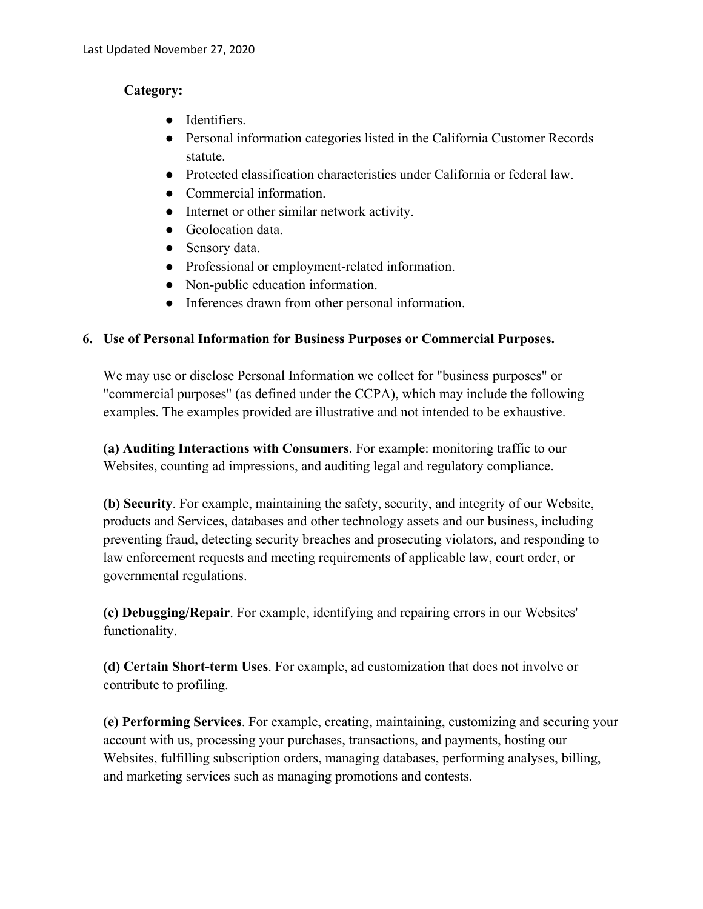**Category:**

- Identifiers.
- Personal information categories listed in the California Customer Records statute.
- Protected classification characteristics under California or federal law.
- Commercial information.
- Internet or other similar network activity.
- Geolocation data.
- Sensory data.
- Professional or employment-related information.
- Non-public education information.
- Inferences drawn from other personal information.

6. **Use of Personal Information for Business Purposes or Commercial Purposes.**

   We may use or disclose Personal Information we collect for "business purposes" or "commercial purposes" (as defined under the CCPA), which may include the following examples. The examples provided are illustrative and not intended to be exhaustive.

   **(a) Auditing Interactions with Consumers**. For example: monitoring traffic to our Websites, counting ad impressions, and auditing legal and regulatory compliance.

   **(b) Security**. For example, maintaining the safety, security, and integrity of our Website, products and Services, databases and other technology assets and our business, including preventing fraud, detecting security breaches and prosecuting violators, and responding to law enforcement requests and meeting requirements of applicable law, court order, or governmental regulations.

   **(c) Debugging/Repair**. For example, identifying and repairing errors in our Websites' functionality.

   **(d) Certain Short-term Uses**. For example, ad customization that does not involve or contribute to profiling.

   **(e) Performing Services**. For example, creating, maintaining, customizing and securing your account with us, processing your purchases, transactions, and payments, hosting our Websites, fulfilling subscription orders, managing databases, performing analyses, billing, and marketing services such as managing promotions and contests.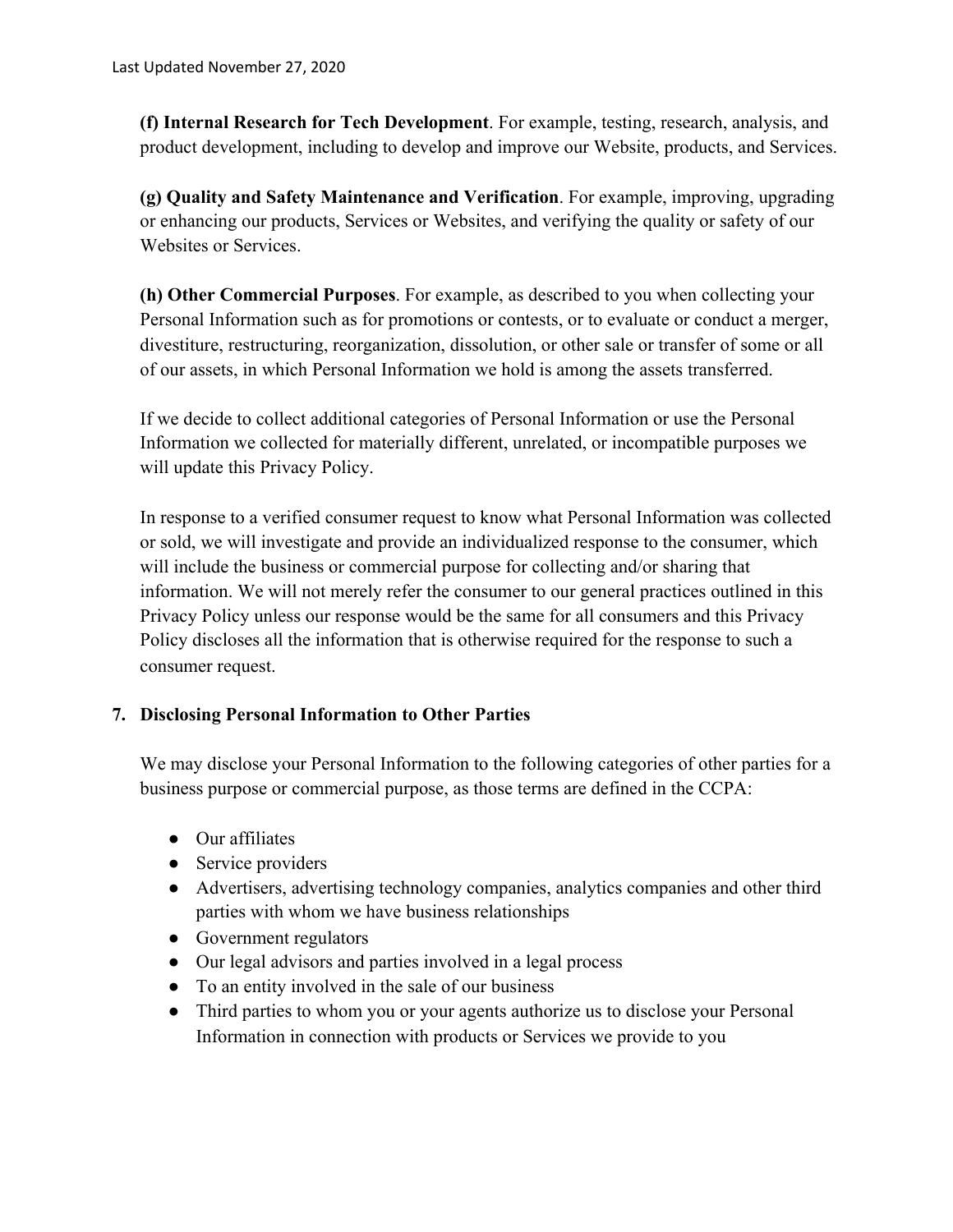**(f) Internal Research for Tech Development**. For example, testing, research, analysis, and product development, including to develop and improve our Website, products, and Services.

**(g) Quality and Safety Maintenance and Verification**. For example, improving, upgrading or enhancing our products, Services or Websites, and verifying the quality or safety of our Websites or Services.

**(h) Other Commercial Purposes**. For example, as described to you when collecting your Personal Information such as for promotions or contests, or to evaluate or conduct a merger, divestiture, restructuring, reorganization, dissolution, or other sale or transfer of some or all of our assets, in which Personal Information we hold is among the assets transferred.

If we decide to collect additional categories of Personal Information or use the Personal Information we collected for materially different, unrelated, or incompatible purposes we will update this Privacy Policy.

In response to a verified consumer request to know what Personal Information was collected or sold, we will investigate and provide an individualized response to the consumer, which will include the business or commercial purpose for collecting and/or sharing that information. We will not merely refer the consumer to our general practices outlined in this Privacy Policy unless our response would be the same for all consumers and this Privacy Policy discloses all the information that is otherwise required for the response to such a consumer request.

## 7. Disclosing Personal Information to Other Parties

We may disclose your Personal Information to the following categories of other parties for a business purpose or commercial purpose, as those terms are defined in the CCPA:

- Our affiliates
- Service providers
- Advertisers, advertising technology companies, analytics companies and other third parties with whom we have business relationships
- Government regulators
- Our legal advisors and parties involved in a legal process
- To an entity involved in the sale of our business
- Third parties to whom you or your agents authorize us to disclose your Personal Information in connection with products or Services we provide to you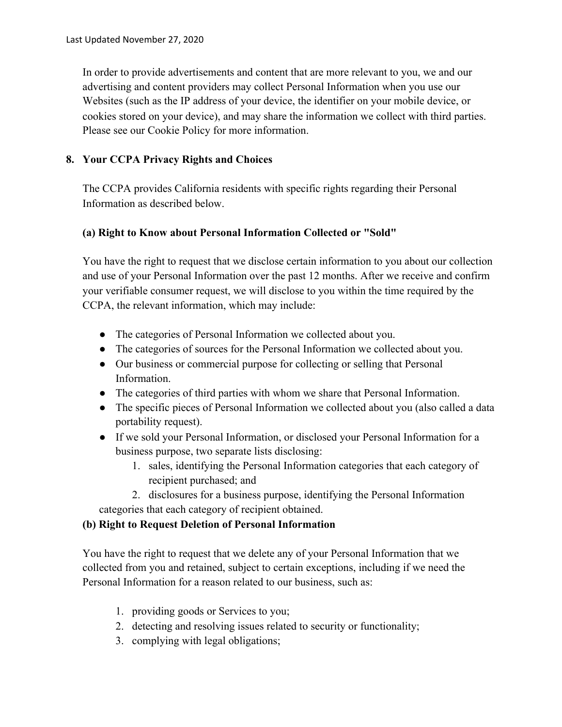In order to provide advertisements and content that are more relevant to you, we and our advertising and content providers may collect Personal Information when you use our Websites (such as the IP address of your device, the identifier on your mobile device, or cookies stored on your device), and may share the information we collect with third parties. Please see our Cookie Policy for more information.

## 8. Your CCPA Privacy Rights and Choices

The CCPA provides California residents with specific rights regarding their Personal Information as described below.

### (a) Right to Know about Personal Information Collected or "Sold"

You have the right to request that we disclose certain information to you about our collection and use of your Personal Information over the past 12 months. After we receive and confirm your verifiable consumer request, we will disclose to you within the time required by the CCPA, the relevant information, which may include:

- The categories of Personal Information we collected about you.
- The categories of sources for the Personal Information we collected about you.
- Our business or commercial purpose for collecting or selling that Personal Information.
- The categories of third parties with whom we share that Personal Information.
- The specific pieces of Personal Information we collected about you (also called a data portability request).
- If we sold your Personal Information, or disclosed your Personal Information for a business purpose, two separate lists disclosing:
    1. sales, identifying the Personal Information categories that each category of recipient purchased; and
    2. disclosures for a business purpose, identifying the Personal Information categories that each category of recipient obtained.

### (b) Right to Request Deletion of Personal Information

You have the right to request that we delete any of your Personal Information that we collected from you and retained, subject to certain exceptions, including if we need the Personal Information for a reason related to our business, such as:

1. providing goods or Services to you;
2. detecting and resolving issues related to security or functionality;
3. complying with legal obligations;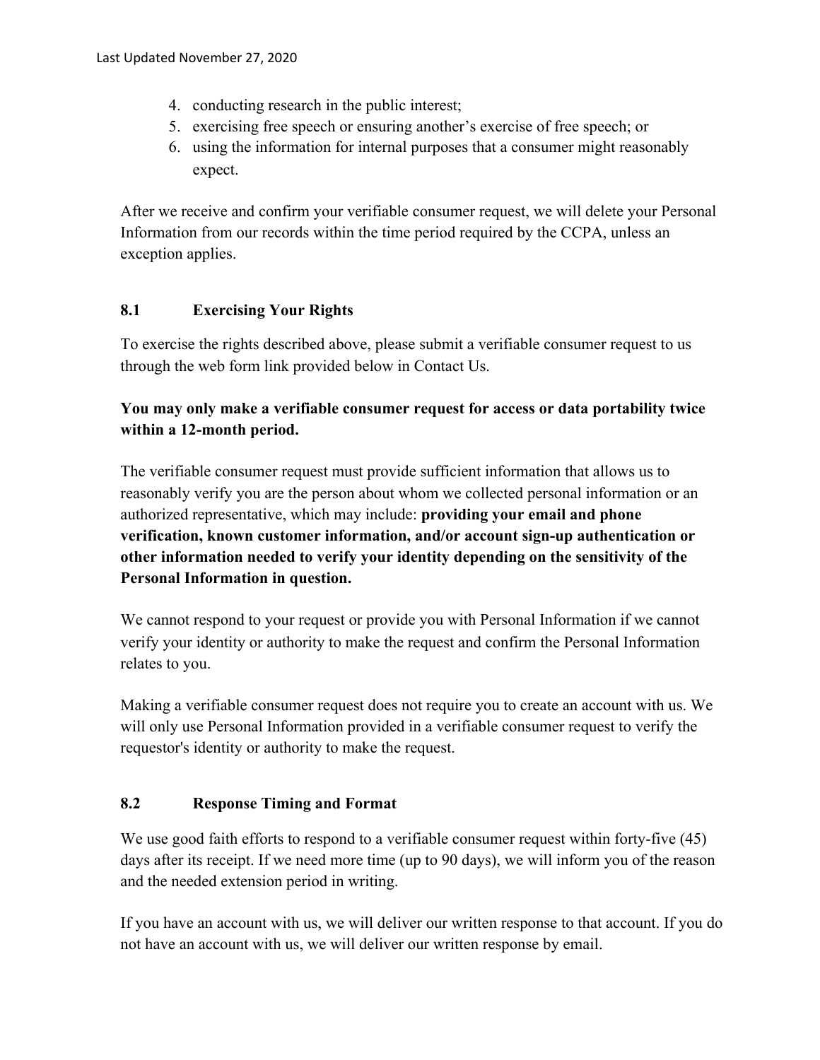4. conducting research in the public interest;
5. exercising free speech or ensuring another's exercise of free speech; or
6. using the information for internal purposes that a consumer might reasonably expect.

After we receive and confirm your verifiable consumer request, we will delete your Personal Information from our records within the time period required by the CCPA, unless an exception applies.

### 8.1 Exercising Your Rights

To exercise the rights described above, please submit a verifiable consumer request to us through the web form link provided below in Contact Us.

**You may only make a verifiable consumer request for access or data portability twice within a 12-month period.**

The verifiable consumer request must provide sufficient information that allows us to reasonably verify you are the person about whom we collected personal information or an authorized representative, which may include: **providing your email and phone verification, known customer information, and/or account sign-up authentication or other information needed to verify your identity depending on the sensitivity of the Personal Information in question.**

We cannot respond to your request or provide you with Personal Information if we cannot verify your identity or authority to make the request and confirm the Personal Information relates to you.

Making a verifiable consumer request does not require you to create an account with us. We will only use Personal Information provided in a verifiable consumer request to verify the requestor's identity or authority to make the request.

### 8.2 Response Timing and Format

We use good faith efforts to respond to a verifiable consumer request within forty-five (45) days after its receipt. If we need more time (up to 90 days), we will inform you of the reason and the needed extension period in writing.

If you have an account with us, we will deliver our written response to that account. If you do not have an account with us, we will deliver our written response by email.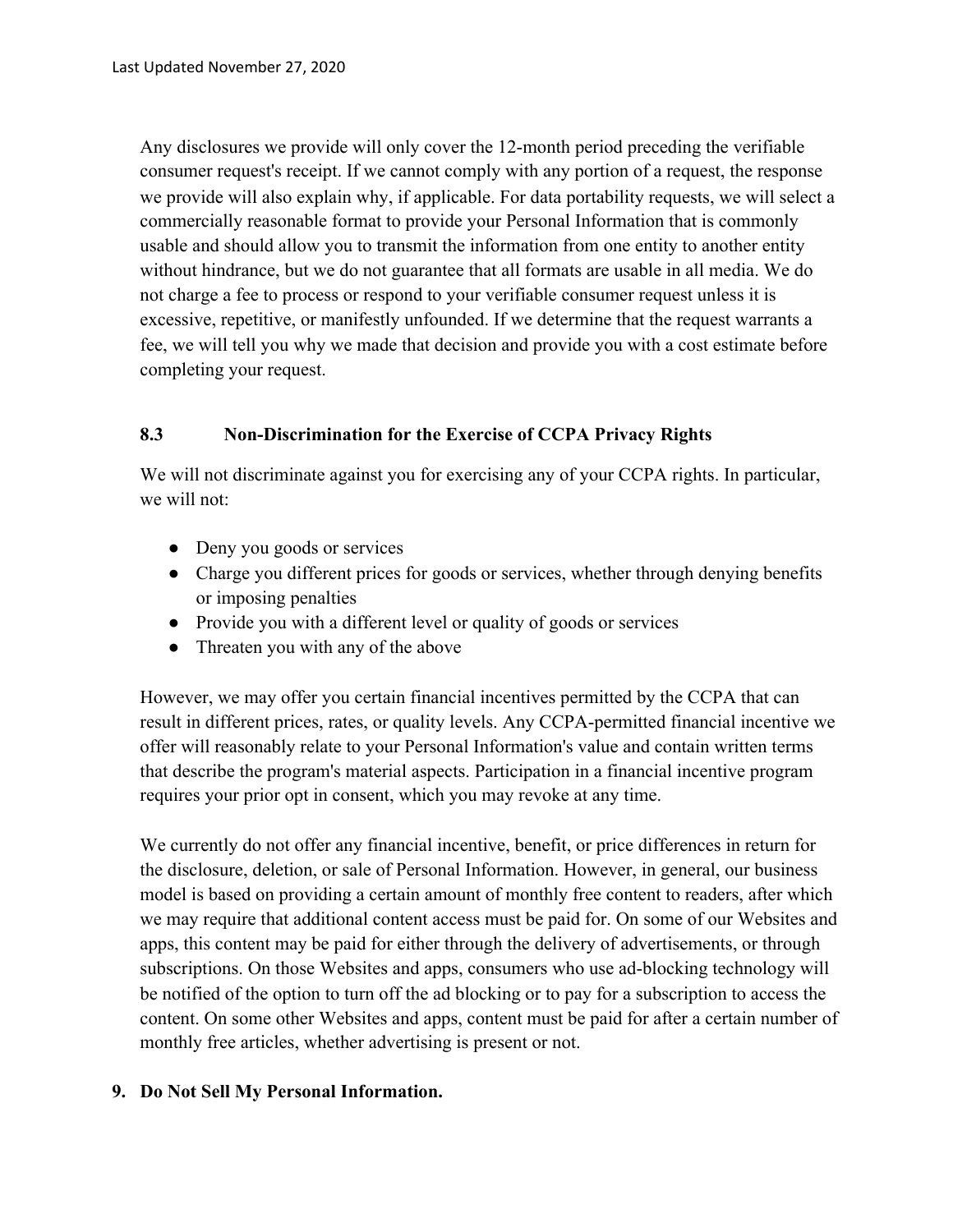Any disclosures we provide will only cover the 12-month period preceding the verifiable consumer request's receipt. If we cannot comply with any portion of a request, the response we provide will also explain why, if applicable. For data portability requests, we will select a commercially reasonable format to provide your Personal Information that is commonly usable and should allow you to transmit the information from one entity to another entity without hindrance, but we do not guarantee that all formats are usable in all media. We do not charge a fee to process or respond to your verifiable consumer request unless it is excessive, repetitive, or manifestly unfounded. If we determine that the request warrants a fee, we will tell you why we made that decision and provide you with a cost estimate before completing your request.

### 8.3 Non-Discrimination for the Exercise of CCPA Privacy Rights

We will not discriminate against you for exercising any of your CCPA rights. In particular, we will not:

- Deny you goods or services
- Charge you different prices for goods or services, whether through denying benefits or imposing penalties
- Provide you with a different level or quality of goods or services
- Threaten you with any of the above

However, we may offer you certain financial incentives permitted by the CCPA that can result in different prices, rates, or quality levels. Any CCPA-permitted financial incentive we offer will reasonably relate to your Personal Information's value and contain written terms that describe the program's material aspects. Participation in a financial incentive program requires your prior opt in consent, which you may revoke at any time.

We currently do not offer any financial incentive, benefit, or price differences in return for the disclosure, deletion, or sale of Personal Information. However, in general, our business model is based on providing a certain amount of monthly free content to readers, after which we may require that additional content access must be paid for. On some of our Websites and apps, this content may be paid for either through the delivery of advertisements, or through subscriptions. On those Websites and apps, consumers who use ad-blocking technology will be notified of the option to turn off the ad blocking or to pay for a subscription to access the content. On some other Websites and apps, content must be paid for after a certain number of monthly free articles, whether advertising is present or not.

## 9. Do Not Sell My Personal Information.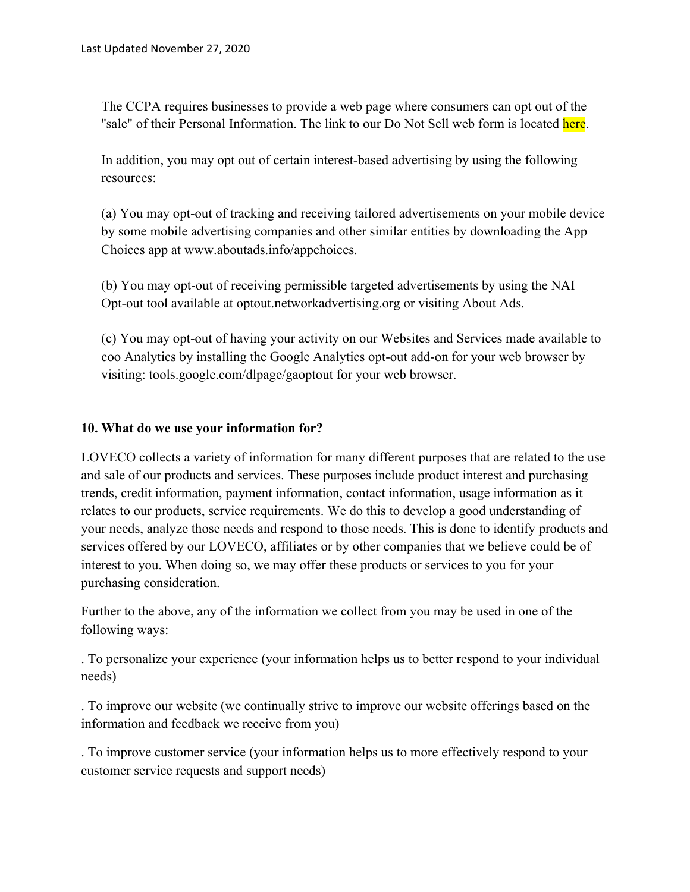The CCPA requires businesses to provide a web page where consumers can opt out of the "sale" of their Personal Information. The link to our Do Not Sell web form is located here.

In addition, you may opt out of certain interest-based advertising by using the following resources:

(a) You may opt-out of tracking and receiving tailored advertisements on your mobile device by some mobile advertising companies and other similar entities by downloading the App Choices app at www.aboutads.info/appchoices.

(b) You may opt-out of receiving permissible targeted advertisements by using the NAI Opt-out tool available at optout.networkadvertising.org or visiting About Ads.

(c) You may opt-out of having your activity on our Websites and Services made available to coo Analytics by installing the Google Analytics opt-out add-on for your web browser by visiting: tools.google.com/dlpage/gaoptout for your web browser.

**10. What do we use your information for?**

LOVECO collects a variety of information for many different purposes that are related to the use and sale of our products and services. These purposes include product interest and purchasing trends, credit information, payment information, contact information, usage information as it relates to our products, service requirements. We do this to develop a good understanding of your needs, analyze those needs and respond to those needs. This is done to identify products and services offered by our LOVECO, affiliates or by other companies that we believe could be of interest to you. When doing so, we may offer these products or services to you for your purchasing consideration.

Further to the above, any of the information we collect from you may be used in one of the following ways:

. To personalize your experience (your information helps us to better respond to your individual needs)

. To improve our website (we continually strive to improve our website offerings based on the information and feedback we receive from you)

. To improve customer service (your information helps us to more effectively respond to your customer service requests and support needs)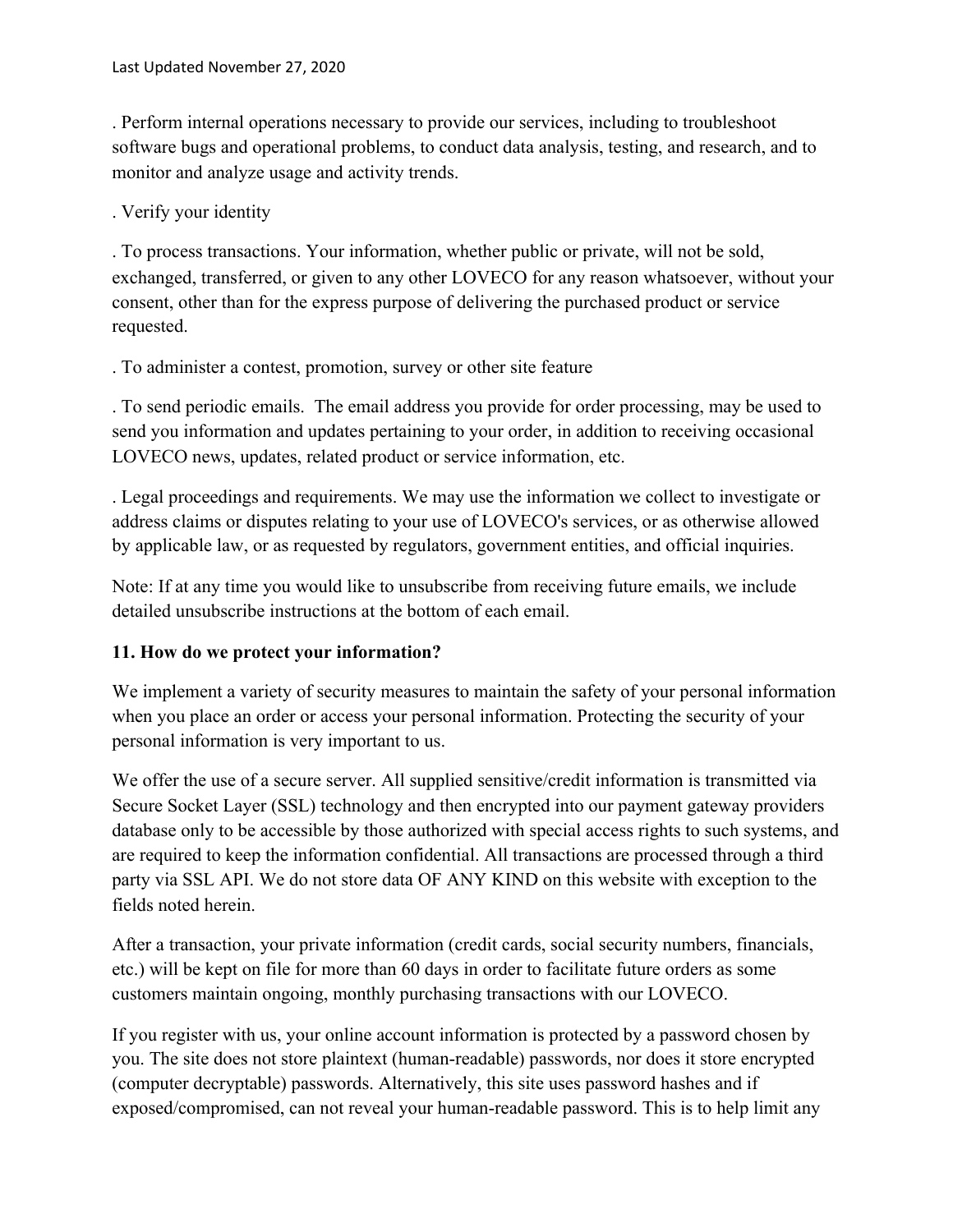. Perform internal operations necessary to provide our services, including to troubleshoot software bugs and operational problems, to conduct data analysis, testing, and research, and to monitor and analyze usage and activity trends.

. Verify your identity

. To process transactions. Your information, whether public or private, will not be sold, exchanged, transferred, or given to any other LOVECO for any reason whatsoever, without your consent, other than for the express purpose of delivering the purchased product or service requested.

. To administer a contest, promotion, survey or other site feature

. To send periodic emails. The email address you provide for order processing, may be used to send you information and updates pertaining to your order, in addition to receiving occasional LOVECO news, updates, related product or service information, etc.

. Legal proceedings and requirements. We may use the information we collect to investigate or address claims or disputes relating to your use of LOVECO's services, or as otherwise allowed by applicable law, or as requested by regulators, government entities, and official inquiries.

Note: If at any time you would like to unsubscribe from receiving future emails, we include detailed unsubscribe instructions at the bottom of each email.

**11. How do we protect your information?**

We implement a variety of security measures to maintain the safety of your personal information when you place an order or access your personal information. Protecting the security of your personal information is very important to us.

We offer the use of a secure server. All supplied sensitive/credit information is transmitted via Secure Socket Layer (SSL) technology and then encrypted into our payment gateway providers database only to be accessible by those authorized with special access rights to such systems, and are required to keep the information confidential. All transactions are processed through a third party via SSL API. We do not store data OF ANY KIND on this website with exception to the fields noted herein.

After a transaction, your private information (credit cards, social security numbers, financials, etc.) will be kept on file for more than 60 days in order to facilitate future orders as some customers maintain ongoing, monthly purchasing transactions with our LOVECO.

If you register with us, your online account information is protected by a password chosen by you. The site does not store plaintext (human-readable) passwords, nor does it store encrypted (computer decryptable) passwords. Alternatively, this site uses password hashes and if exposed/compromised, can not reveal your human-readable password. This is to help limit any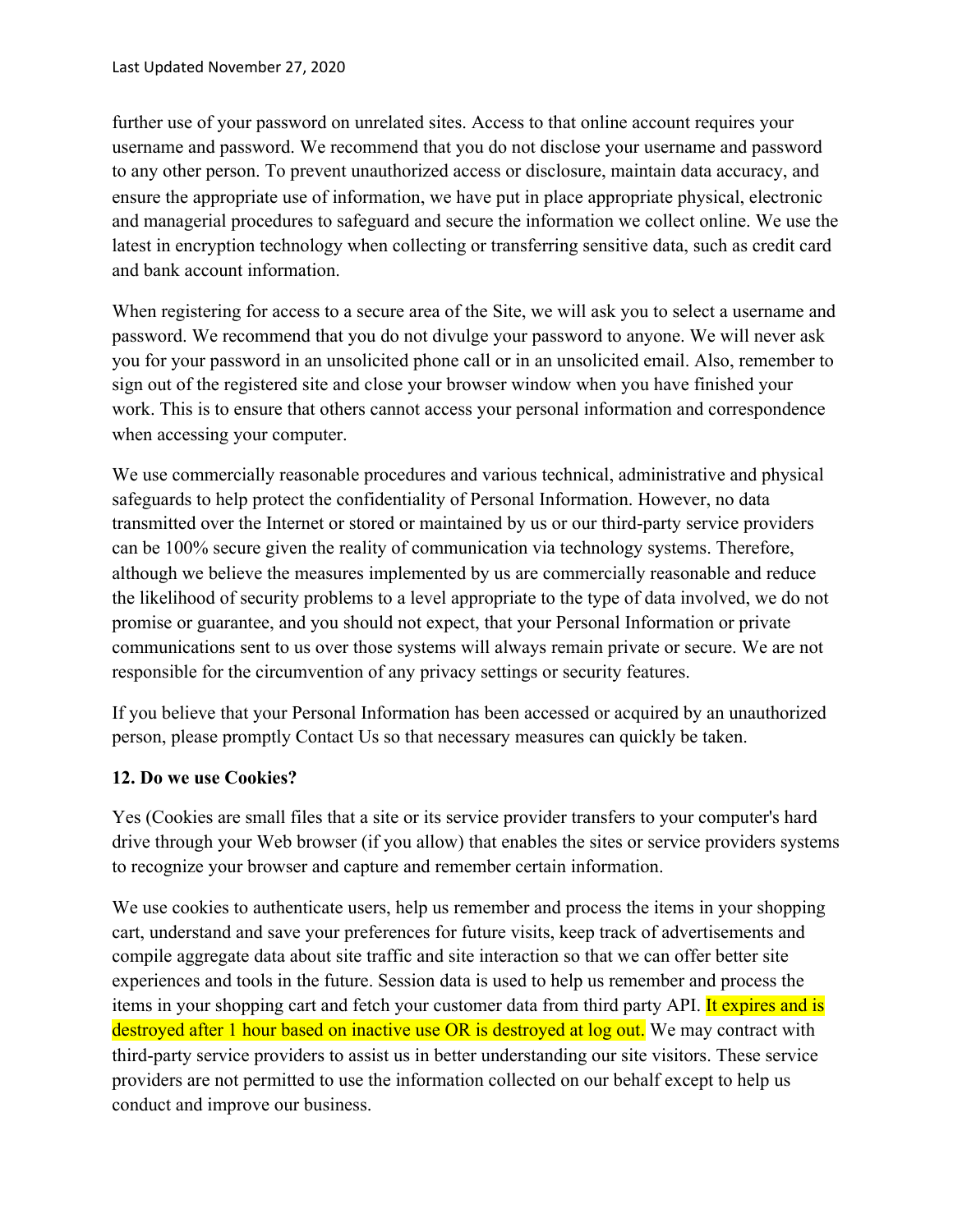further use of your password on unrelated sites. Access to that online account requires your username and password. We recommend that you do not disclose your username and password to any other person. To prevent unauthorized access or disclosure, maintain data accuracy, and ensure the appropriate use of information, we have put in place appropriate physical, electronic and managerial procedures to safeguard and secure the information we collect online. We use the latest in encryption technology when collecting or transferring sensitive data, such as credit card and bank account information.

When registering for access to a secure area of the Site, we will ask you to select a username and password. We recommend that you do not divulge your password to anyone. We will never ask you for your password in an unsolicited phone call or in an unsolicited email. Also, remember to sign out of the registered site and close your browser window when you have finished your work. This is to ensure that others cannot access your personal information and correspondence when accessing your computer.

We use commercially reasonable procedures and various technical, administrative and physical safeguards to help protect the confidentiality of Personal Information. However, no data transmitted over the Internet or stored or maintained by us or our third-party service providers can be 100% secure given the reality of communication via technology systems. Therefore, although we believe the measures implemented by us are commercially reasonable and reduce the likelihood of security problems to a level appropriate to the type of data involved, we do not promise or guarantee, and you should not expect, that your Personal Information or private communications sent to us over those systems will always remain private or secure. We are not responsible for the circumvention of any privacy settings or security features.

If you believe that your Personal Information has been accessed or acquired by an unauthorized person, please promptly Contact Us so that necessary measures can quickly be taken.

**12. Do we use Cookies?**

Yes (Cookies are small files that a site or its service provider transfers to your computer's hard drive through your Web browser (if you allow) that enables the sites or service providers systems to recognize your browser and capture and remember certain information.

We use cookies to authenticate users, help us remember and process the items in your shopping cart, understand and save your preferences for future visits, keep track of advertisements and compile aggregate data about site traffic and site interaction so that we can offer better site experiences and tools in the future. Session data is used to help us remember and process the items in your shopping cart and fetch your customer data from third party API. It expires and is destroyed after 1 hour based on inactive use OR is destroyed at log out. We may contract with third-party service providers to assist us in better understanding our site visitors. These service providers are not permitted to use the information collected on our behalf except to help us conduct and improve our business.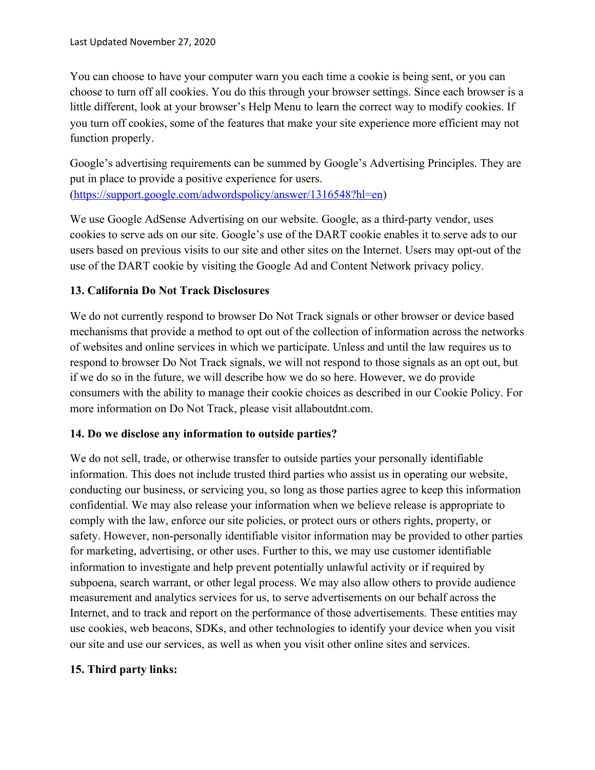You can choose to have your computer warn you each time a cookie is being sent, or you can choose to turn off all cookies. You do this through your browser settings. Since each browser is a little different, look at your browser's Help Menu to learn the correct way to modify cookies. If you turn off cookies, some of the features that make your site experience more efficient may not function properly.

Google's advertising requirements can be summed by Google's Advertising Principles. They are put in place to provide a positive experience for users. (https://support.google.com/adwordspolicy/answer/1316548?hl=en)

We use Google AdSense Advertising on our website. Google, as a third-party vendor, uses cookies to serve ads on our site. Google's use of the DART cookie enables it to serve ads to our users based on previous visits to our site and other sites on the Internet. Users may opt-out of the use of the DART cookie by visiting the Google Ad and Content Network privacy policy.

**13. California Do Not Track Disclosures**

We do not currently respond to browser Do Not Track signals or other browser or device based mechanisms that provide a method to opt out of the collection of information across the networks of websites and online services in which we participate. Unless and until the law requires us to respond to browser Do Not Track signals, we will not respond to those signals as an opt out, but if we do so in the future, we will describe how we do so here. However, we do provide consumers with the ability to manage their cookie choices as described in our Cookie Policy. For more information on Do Not Track, please visit allaboutdnt.com.

**14. Do we disclose any information to outside parties?**

We do not sell, trade, or otherwise transfer to outside parties your personally identifiable information. This does not include trusted third parties who assist us in operating our website, conducting our business, or servicing you, so long as those parties agree to keep this information confidential. We may also release your information when we believe release is appropriate to comply with the law, enforce our site policies, or protect ours or others rights, property, or safety. However, non-personally identifiable visitor information may be provided to other parties for marketing, advertising, or other uses. Further to this, we may use customer identifiable information to investigate and help prevent potentially unlawful activity or if required by subpoena, search warrant, or other legal process. We may also allow others to provide audience measurement and analytics services for us, to serve advertisements on our behalf across the Internet, and to track and report on the performance of those advertisements. These entities may use cookies, web beacons, SDKs, and other technologies to identify your device when you visit our site and use our services, as well as when you visit other online sites and services.

**15. Third party links:**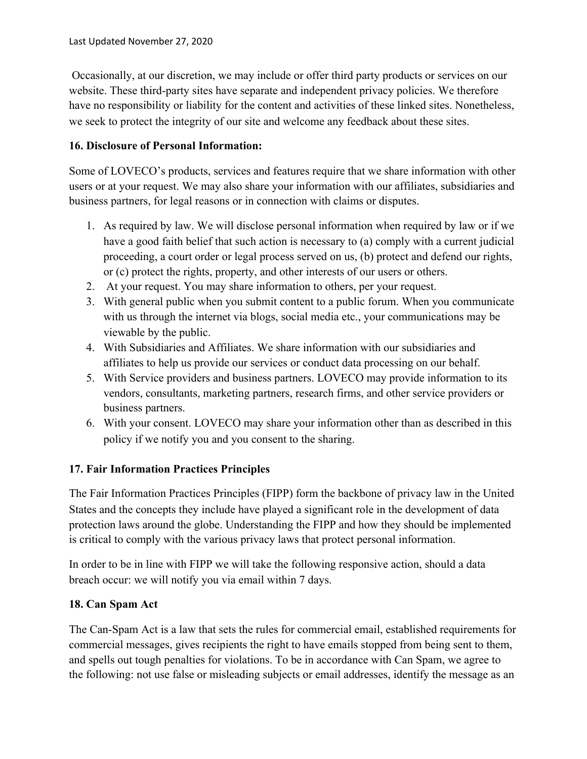Occasionally, at our discretion, we may include or offer third party products or services on our website. These third-party sites have separate and independent privacy policies. We therefore have no responsibility or liability for the content and activities of these linked sites. Nonetheless, we seek to protect the integrity of our site and welcome any feedback about these sites.

**16. Disclosure of Personal Information:**

Some of LOVECO's products, services and features require that we share information with other users or at your request. We may also share your information with our affiliates, subsidiaries and business partners, for legal reasons or in connection with claims or disputes.

1. As required by law. We will disclose personal information when required by law or if we have a good faith belief that such action is necessary to (a) comply with a current judicial proceeding, a court order or legal process served on us, (b) protect and defend our rights, or (c) protect the rights, property, and other interests of our users or others.
2. At your request. You may share information to others, per your request.
3. With general public when you submit content to a public forum. When you communicate with us through the internet via blogs, social media etc., your communications may be viewable by the public.
4. With Subsidiaries and Affiliates. We share information with our subsidiaries and affiliates to help us provide our services or conduct data processing on our behalf.
5. With Service providers and business partners. LOVECO may provide information to its vendors, consultants, marketing partners, research firms, and other service providers or business partners.
6. With your consent. LOVECO may share your information other than as described in this policy if we notify you and you consent to the sharing.

**17. Fair Information Practices Principles**

The Fair Information Practices Principles (FIPP) form the backbone of privacy law in the United States and the concepts they include have played a significant role in the development of data protection laws around the globe. Understanding the FIPP and how they should be implemented is critical to comply with the various privacy laws that protect personal information.

In order to be in line with FIPP we will take the following responsive action, should a data breach occur: we will notify you via email within 7 days.

**18. Can Spam Act**

The Can-Spam Act is a law that sets the rules for commercial email, established requirements for commercial messages, gives recipients the right to have emails stopped from being sent to them, and spells out tough penalties for violations. To be in accordance with Can Spam, we agree to the following: not use false or misleading subjects or email addresses, identify the message as an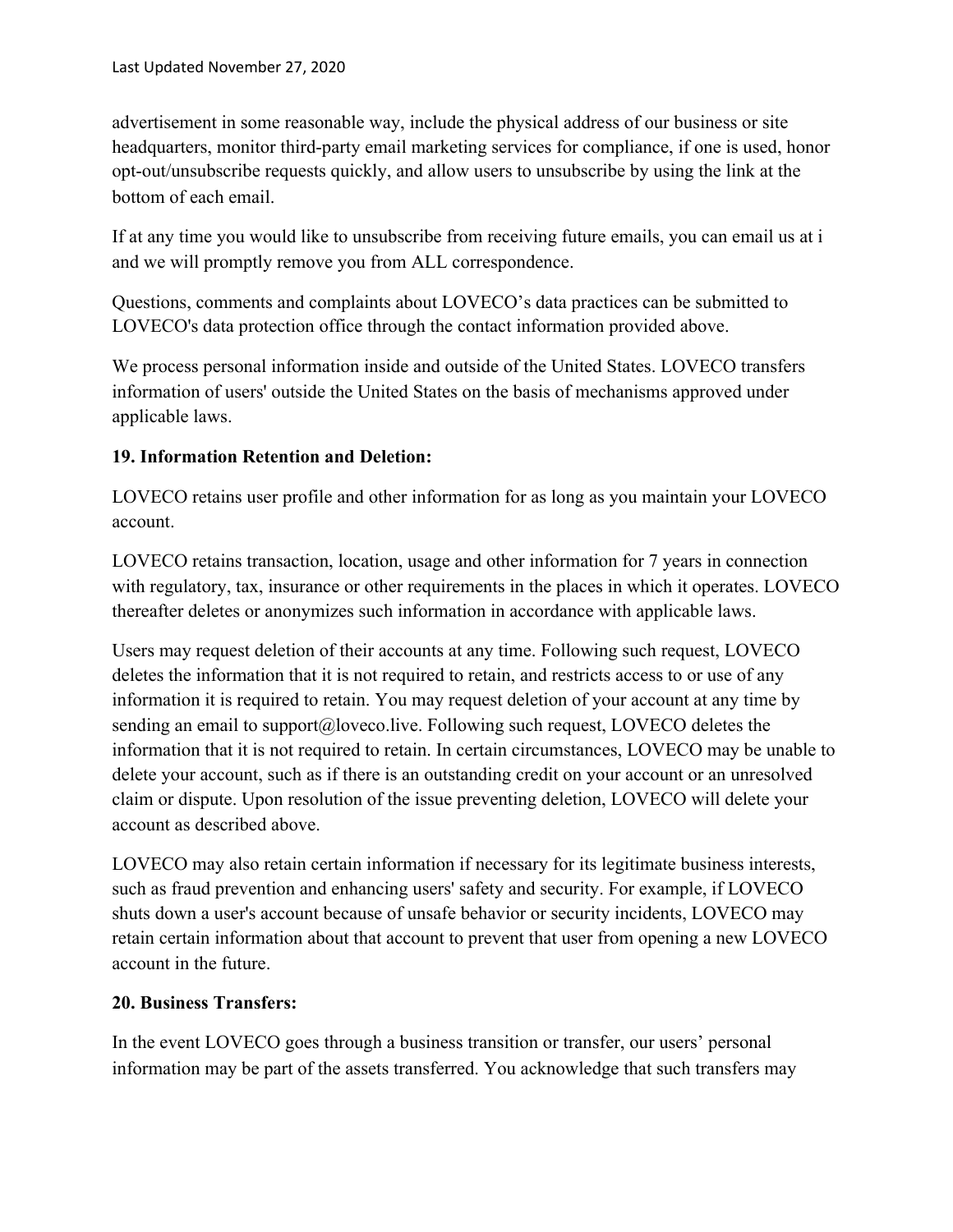advertisement in some reasonable way, include the physical address of our business or site headquarters, monitor third-party email marketing services for compliance, if one is used, honor opt-out/unsubscribe requests quickly, and allow users to unsubscribe by using the link at the bottom of each email.

If at any time you would like to unsubscribe from receiving future emails, you can email us at i and we will promptly remove you from ALL correspondence.

Questions, comments and complaints about LOVECO’s data practices can be submitted to LOVECO's data protection office through the contact information provided above.

We process personal information inside and outside of the United States. LOVECO transfers information of users' outside the United States on the basis of mechanisms approved under applicable laws.

**19. Information Retention and Deletion:**

LOVECO retains user profile and other information for as long as you maintain your LOVECO account.

LOVECO retains transaction, location, usage and other information for 7 years in connection with regulatory, tax, insurance or other requirements in the places in which it operates. LOVECO thereafter deletes or anonymizes such information in accordance with applicable laws.

Users may request deletion of their accounts at any time. Following such request, LOVECO deletes the information that it is not required to retain, and restricts access to or use of any information it is required to retain. You may request deletion of your account at any time by sending an email to support@loveco.live. Following such request, LOVECO deletes the information that it is not required to retain. In certain circumstances, LOVECO may be unable to delete your account, such as if there is an outstanding credit on your account or an unresolved claim or dispute. Upon resolution of the issue preventing deletion, LOVECO will delete your account as described above.

LOVECO may also retain certain information if necessary for its legitimate business interests, such as fraud prevention and enhancing users' safety and security. For example, if LOVECO shuts down a user's account because of unsafe behavior or security incidents, LOVECO may retain certain information about that account to prevent that user from opening a new LOVECO account in the future.

**20. Business Transfers:**

In the event LOVECO goes through a business transition or transfer, our users’ personal information may be part of the assets transferred. You acknowledge that such transfers may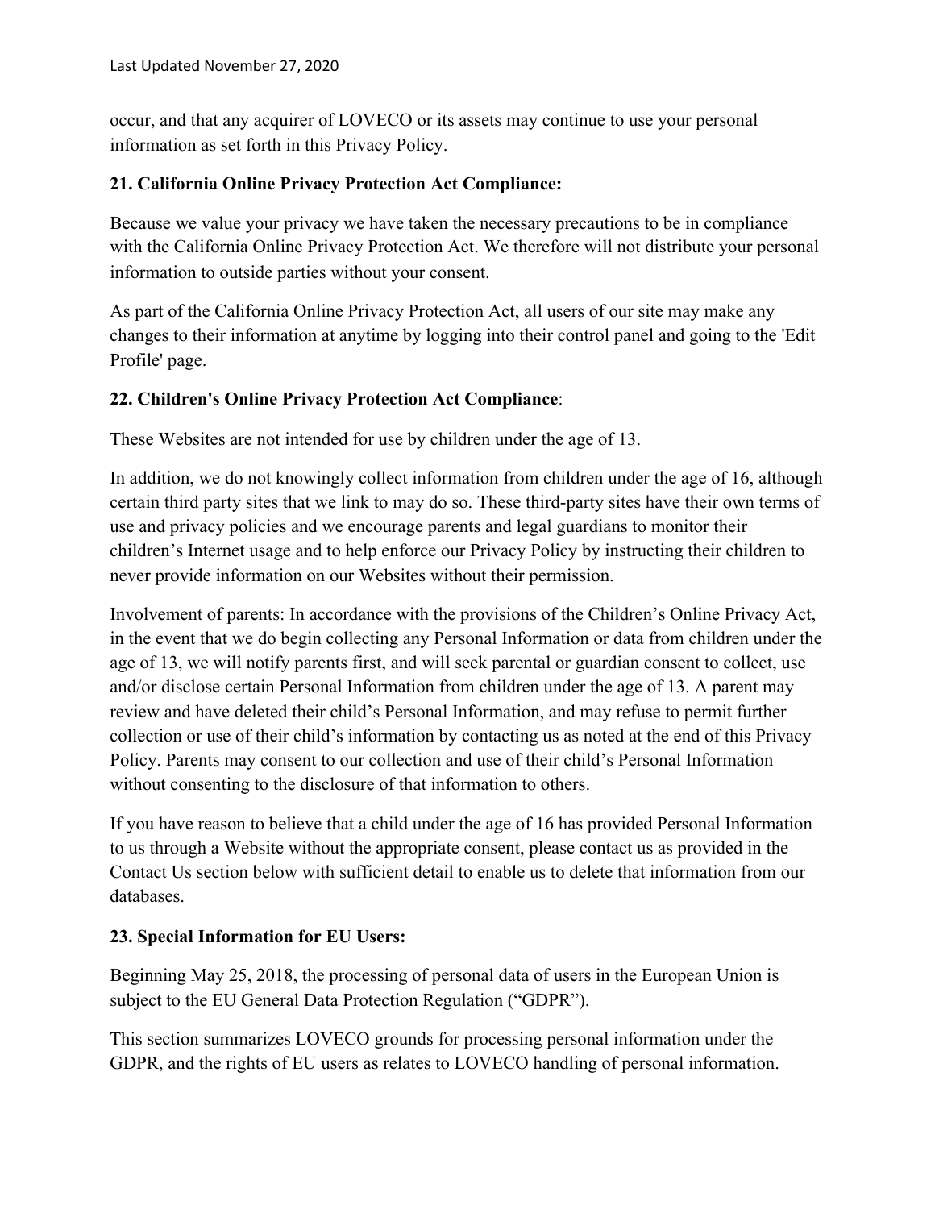occur, and that any acquirer of LOVECO or its assets may continue to use your personal information as set forth in this Privacy Policy.

**21. California Online Privacy Protection Act Compliance:**

Because we value your privacy we have taken the necessary precautions to be in compliance with the California Online Privacy Protection Act. We therefore will not distribute your personal information to outside parties without your consent.

As part of the California Online Privacy Protection Act, all users of our site may make any changes to their information at anytime by logging into their control panel and going to the 'Edit Profile' page.

**22. Children's Online Privacy Protection Act Compliance**:

These Websites are not intended for use by children under the age of 13.

In addition, we do not knowingly collect information from children under the age of 16, although certain third party sites that we link to may do so. These third-party sites have their own terms of use and privacy policies and we encourage parents and legal guardians to monitor their children's Internet usage and to help enforce our Privacy Policy by instructing their children to never provide information on our Websites without their permission.

Involvement of parents: In accordance with the provisions of the Children's Online Privacy Act, in the event that we do begin collecting any Personal Information or data from children under the age of 13, we will notify parents first, and will seek parental or guardian consent to collect, use and/or disclose certain Personal Information from children under the age of 13. A parent may review and have deleted their child's Personal Information, and may refuse to permit further collection or use of their child's information by contacting us as noted at the end of this Privacy Policy. Parents may consent to our collection and use of their child's Personal Information without consenting to the disclosure of that information to others.

If you have reason to believe that a child under the age of 16 has provided Personal Information to us through a Website without the appropriate consent, please contact us as provided in the Contact Us section below with sufficient detail to enable us to delete that information from our databases.

**23. Special Information for EU Users:**

Beginning May 25, 2018, the processing of personal data of users in the European Union is subject to the EU General Data Protection Regulation ("GDPR").

This section summarizes LOVECO grounds for processing personal information under the GDPR, and the rights of EU users as relates to LOVECO handling of personal information.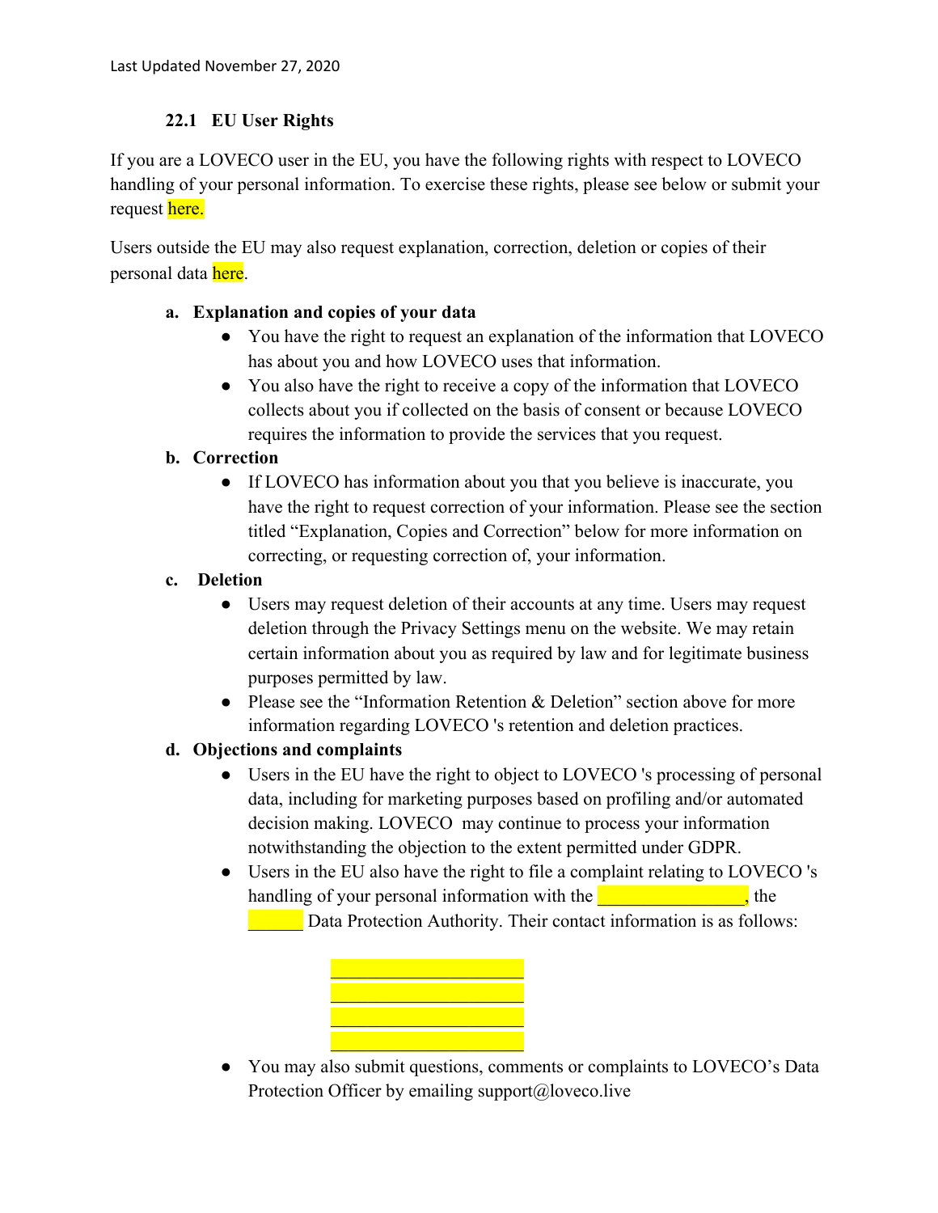Last Updated November 27, 2020

### 22.1 EU User Rights

If you are a LOVECO user in the EU, you have the following rights with respect to LOVECO handling of your personal information. To exercise these rights, please see below or submit your request here.

Users outside the EU may also request explanation, correction, deletion or copies of their personal data here.

**a. Explanation and copies of your data**

- You have the right to request an explanation of the information that LOVECO has about you and how LOVECO uses that information.
- You also have the right to receive a copy of the information that LOVECO collects about you if collected on the basis of consent or because LOVECO requires the information to provide the services that you request.

**b. Correction**

- If LOVECO has information about you that you believe is inaccurate, you have the right to request correction of your information. Please see the section titled "Explanation, Copies and Correction" below for more information on correcting, or requesting correction of, your information.

**c. Deletion**

- Users may request deletion of their accounts at any time. Users may request deletion through the Privacy Settings menu on the website. We may retain certain information about you as required by law and for legitimate business purposes permitted by law.
- Please see the "Information Retention & Deletion" section above for more information regarding LOVECO 's retention and deletion practices.

**d. Objections and complaints**

- Users in the EU have the right to object to LOVECO 's processing of personal data, including for marketing purposes based on profiling and/or automated decision making. LOVECO may continue to process your information notwithstanding the objection to the extent permitted under GDPR.
- Users in the EU also have the right to file a complaint relating to LOVECO 's handling of your personal information with the ________________, the ______ Data Protection Authority. Their contact information is as follows:

  ________________________
  ________________________
  ________________________
  ________________________

- You may also submit questions, comments or complaints to LOVECO's Data Protection Officer by emailing support@loveco.live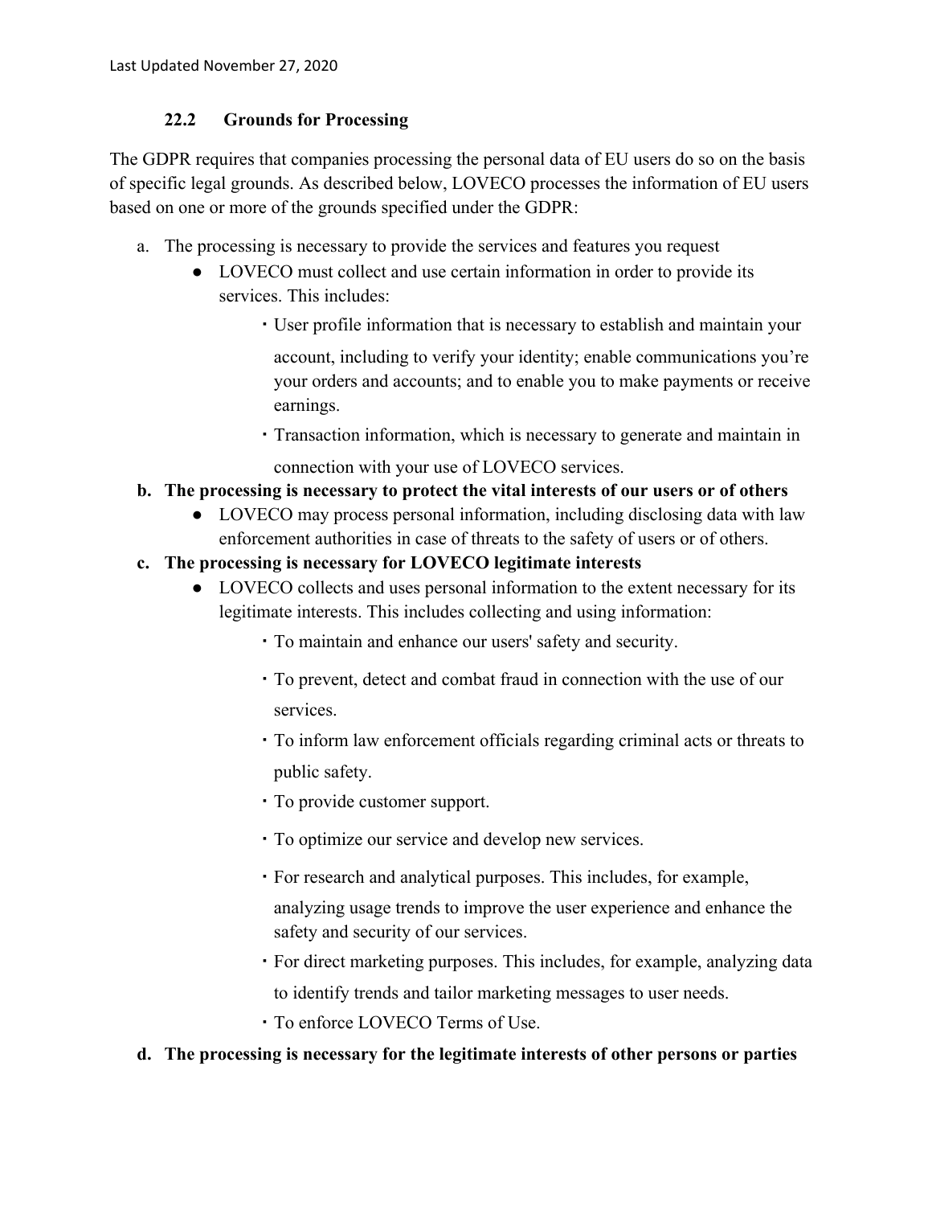### 22.2 Grounds for Processing

The GDPR requires that companies processing the personal data of EU users do so on the basis of specific legal grounds. As described below, LOVECO processes the information of EU users based on one or more of the grounds specified under the GDPR:

a. The processing is necessary to provide the services and features you request
    - LOVECO must collect and use certain information in order to provide its services. This includes:
        - User profile information that is necessary to establish and maintain your account, including to verify your identity; enable communications you're your orders and accounts; and to enable you to make payments or receive earnings.
        - Transaction information, which is necessary to generate and maintain in connection with your use of LOVECO services.

**b. The processing is necessary to protect the vital interests of our users or of others**
- LOVECO may process personal information, including disclosing data with law enforcement authorities in case of threats to the safety of users or of others.

**c. The processing is necessary for LOVECO legitimate interests**
- LOVECO collects and uses personal information to the extent necessary for its legitimate interests. This includes collecting and using information:
    - To maintain and enhance our users' safety and security.
    - To prevent, detect and combat fraud in connection with the use of our services.
    - To inform law enforcement officials regarding criminal acts or threats to public safety.
    - To provide customer support.
    - To optimize our service and develop new services.
    - For research and analytical purposes. This includes, for example, analyzing usage trends to improve the user experience and enhance the safety and security of our services.
    - For direct marketing purposes. This includes, for example, analyzing data to identify trends and tailor marketing messages to user needs.
    - To enforce LOVECO Terms of Use.

**d. The processing is necessary for the legitimate interests of other persons or parties**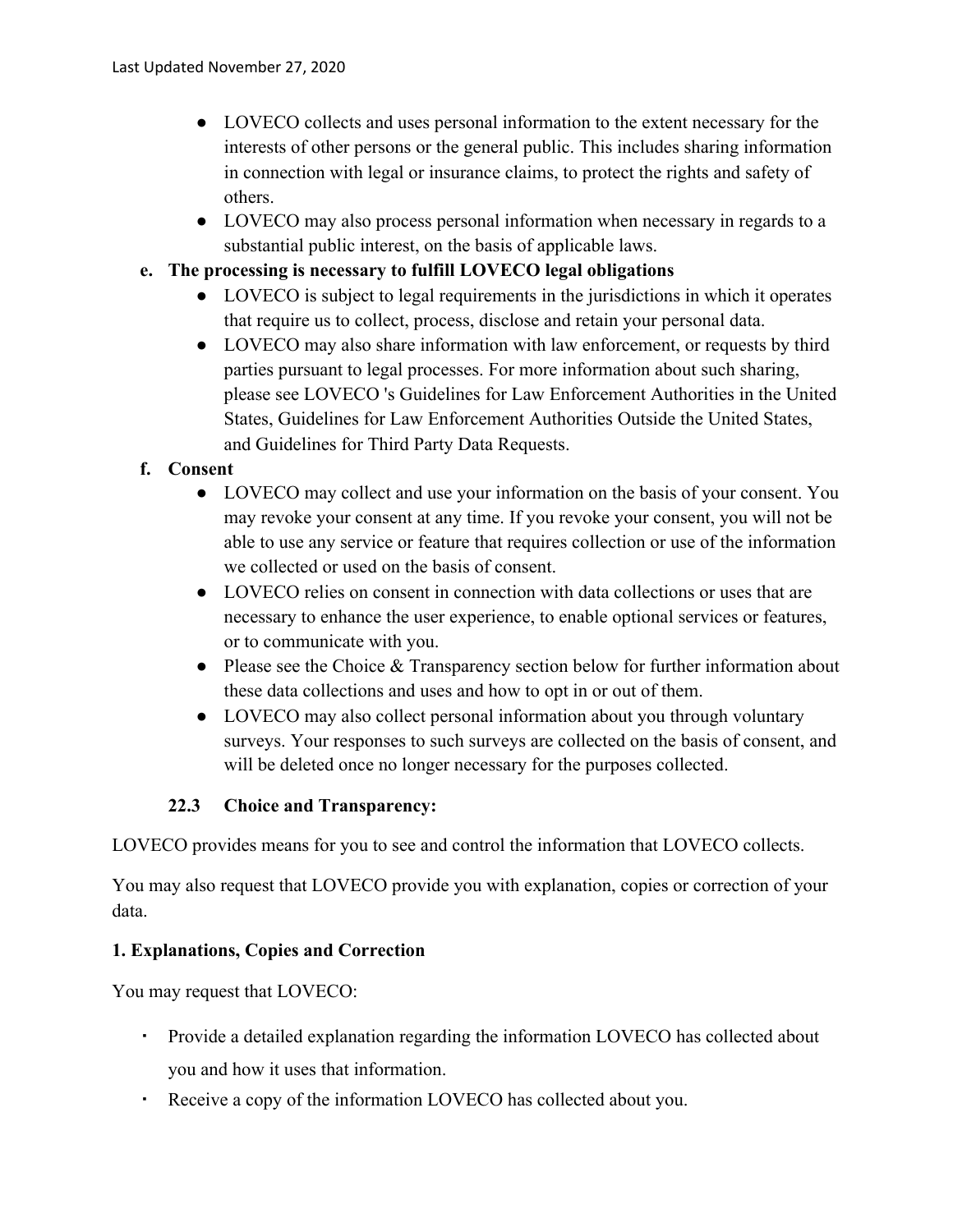- LOVECO collects and uses personal information to the extent necessary for the interests of other persons or the general public. This includes sharing information in connection with legal or insurance claims, to protect the rights and safety of others.
- LOVECO may also process personal information when necessary in regards to a substantial public interest, on the basis of applicable laws.

**e. The processing is necessary to fulfill LOVECO legal obligations**

- LOVECO is subject to legal requirements in the jurisdictions in which it operates that require us to collect, process, disclose and retain your personal data.
- LOVECO may also share information with law enforcement, or requests by third parties pursuant to legal processes. For more information about such sharing, please see LOVECO 's Guidelines for Law Enforcement Authorities in the United States, Guidelines for Law Enforcement Authorities Outside the United States, and Guidelines for Third Party Data Requests.

**f. Consent**

- LOVECO may collect and use your information on the basis of your consent. You may revoke your consent at any time. If you revoke your consent, you will not be able to use any service or feature that requires collection or use of the information we collected or used on the basis of consent.
- LOVECO relies on consent in connection with data collections or uses that are necessary to enhance the user experience, to enable optional services or features, or to communicate with you.
- Please see the Choice & Transparency section below for further information about these data collections and uses and how to opt in or out of them.
- LOVECO may also collect personal information about you through voluntary surveys. Your responses to such surveys are collected on the basis of consent, and will be deleted once no longer necessary for the purposes collected.

### 22.3 Choice and Transparency:

LOVECO provides means for you to see and control the information that LOVECO collects.

You may also request that LOVECO provide you with explanation, copies or correction of your data.

**1. Explanations, Copies and Correction**

You may request that LOVECO:

- Provide a detailed explanation regarding the information LOVECO has collected about you and how it uses that information.
- Receive a copy of the information LOVECO has collected about you.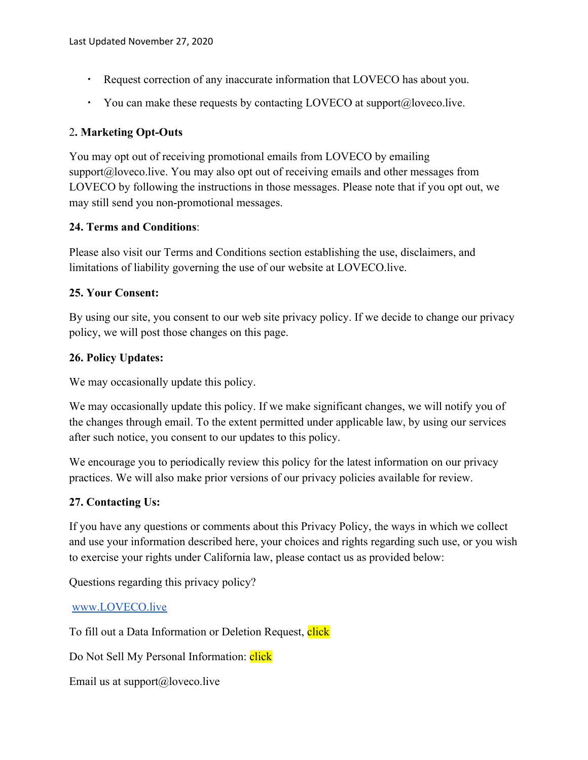- Request correction of any inaccurate information that LOVECO has about you.
- You can make these requests by contacting LOVECO at support@loveco.live.

**2. Marketing Opt-Outs**

You may opt out of receiving promotional emails from LOVECO by emailing support@loveco.live. You may also opt out of receiving emails and other messages from LOVECO by following the instructions in those messages. Please note that if you opt out, we may still send you non-promotional messages.

**24. Terms and Conditions**:

Please also visit our Terms and Conditions section establishing the use, disclaimers, and limitations of liability governing the use of our website at LOVECO.live.

**25. Your Consent:**

By using our site, you consent to our web site privacy policy. If we decide to change our privacy policy, we will post those changes on this page.

**26. Policy Updates:**

We may occasionally update this policy.

We may occasionally update this policy. If we make significant changes, we will notify you of the changes through email. To the extent permitted under applicable law, by using our services after such notice, you consent to our updates to this policy.

We encourage you to periodically review this policy for the latest information on our privacy practices. We will also make prior versions of our privacy policies available for review.

**27. Contacting Us:**

If you have any questions or comments about this Privacy Policy, the ways in which we collect and use your information described here, your choices and rights regarding such use, or you wish to exercise your rights under California law, please contact us as provided below:

Questions regarding this privacy policy?

www.LOVECO.live

To fill out a Data Information or Deletion Request, click

Do Not Sell My Personal Information: click

Email us at support@loveco.live